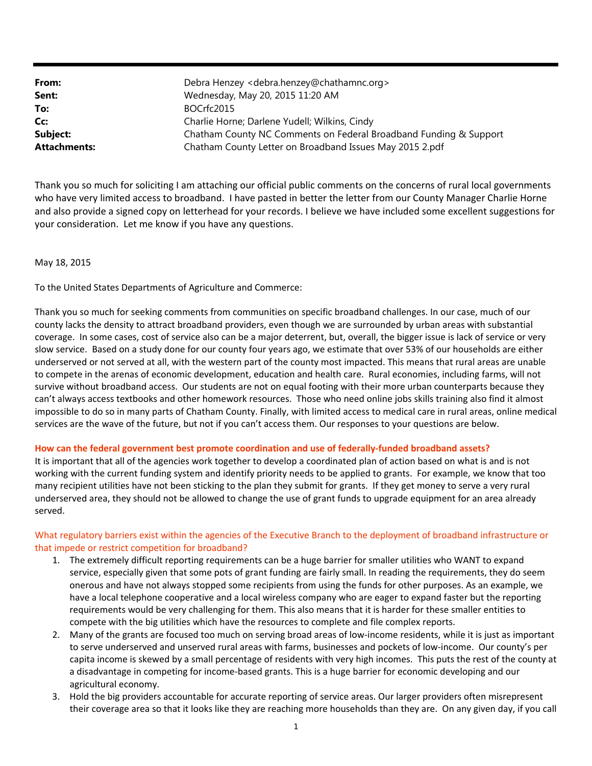| | |
|---|---|
| **From:** | Debra Henzey <debra.henzey@chathamnc.org> |
| **Sent:** | Wednesday, May 20, 2015 11:20 AM |
| **To:** | BOCrfc2015 |
| **Cc:** | Charlie Horne; Darlene Yudell; Wilkins, Cindy |
| **Subject:** | Chatham County NC Comments on Federal Broadband Funding & Support |
| **Attachments:** | Chatham County Letter on Broadband Issues May 2015 2.pdf |

Thank you so much for soliciting I am attaching our official public comments on the concerns of rural local governments who have very limited access to broadband. I have pasted in better the letter from our County Manager Charlie Horne and also provide a signed copy on letterhead for your records. I believe we have included some excellent suggestions for your consideration. Let me know if you have any questions.

May 18, 2015

To the United States Departments of Agriculture and Commerce:

Thank you so much for seeking comments from communities on specific broadband challenges. In our case, much of our county lacks the density to attract broadband providers, even though we are surrounded by urban areas with substantial coverage. In some cases, cost of service also can be a major deterrent, but, overall, the bigger issue is lack of service or very slow service. Based on a study done for our county four years ago, we estimate that over 53% of our households are either underserved or not served at all, with the western part of the county most impacted. This means that rural areas are unable to compete in the arenas of economic development, education and health care. Rural economies, including farms, will not survive without broadband access. Our students are not on equal footing with their more urban counterparts because they can't always access textbooks and other homework resources. Those who need online jobs skills training also find it almost impossible to do so in many parts of Chatham County. Finally, with limited access to medical care in rural areas, online medical services are the wave of the future, but not if you can't access them. Our responses to your questions are below.

**How can the federal government best promote coordination and use of federally-funded broadband assets?**

It is important that all of the agencies work together to develop a coordinated plan of action based on what is and is not working with the current funding system and identify priority needs to be applied to grants. For example, we know that too many recipient utilities have not been sticking to the plan they submit for grants. If they get money to serve a very rural underserved area, they should not be allowed to change the use of grant funds to upgrade equipment for an area already served.

What regulatory barriers exist within the agencies of the Executive Branch to the deployment of broadband infrastructure or that impede or restrict competition for broadband?

1. The extremely difficult reporting requirements can be a huge barrier for smaller utilities who WANT to expand service, especially given that some pots of grant funding are fairly small. In reading the requirements, they do seem onerous and have not always stopped some recipients from using the funds for other purposes. As an example, we have a local telephone cooperative and a local wireless company who are eager to expand faster but the reporting requirements would be very challenging for them. This also means that it is harder for these smaller entities to compete with the big utilities which have the resources to complete and file complex reports.
2. Many of the grants are focused too much on serving broad areas of low-income residents, while it is just as important to serve underserved and unserved rural areas with farms, businesses and pockets of low-income. Our county's per capita income is skewed by a small percentage of residents with very high incomes. This puts the rest of the county at a disadvantage in competing for income-based grants. This is a huge barrier for economic developing and our agricultural economy.
3. Hold the big providers accountable for accurate reporting of service areas. Our larger providers often misrepresent their coverage area so that it looks like they are reaching more households than they are. On any given day, if you call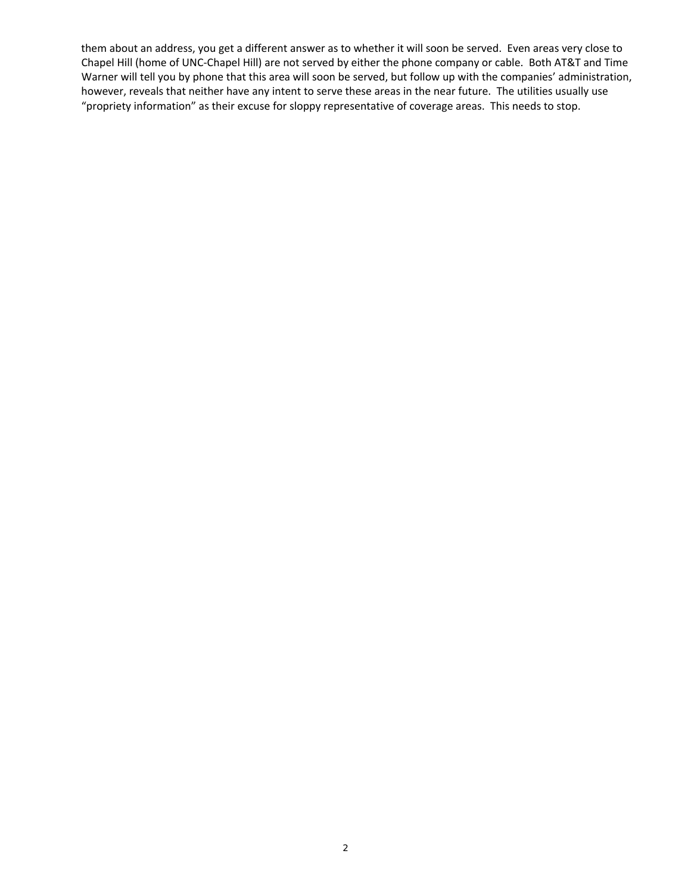them about an address, you get a different answer as to whether it will soon be served. Even areas very close to Chapel Hill (home of UNC-Chapel Hill) are not served by either the phone company or cable. Both AT&T and Time Warner will tell you by phone that this area will soon be served, but follow up with the companies' administration, however, reveals that neither have any intent to serve these areas in the near future. The utilities usually use "propriety information" as their excuse for sloppy representative of coverage areas. This needs to stop.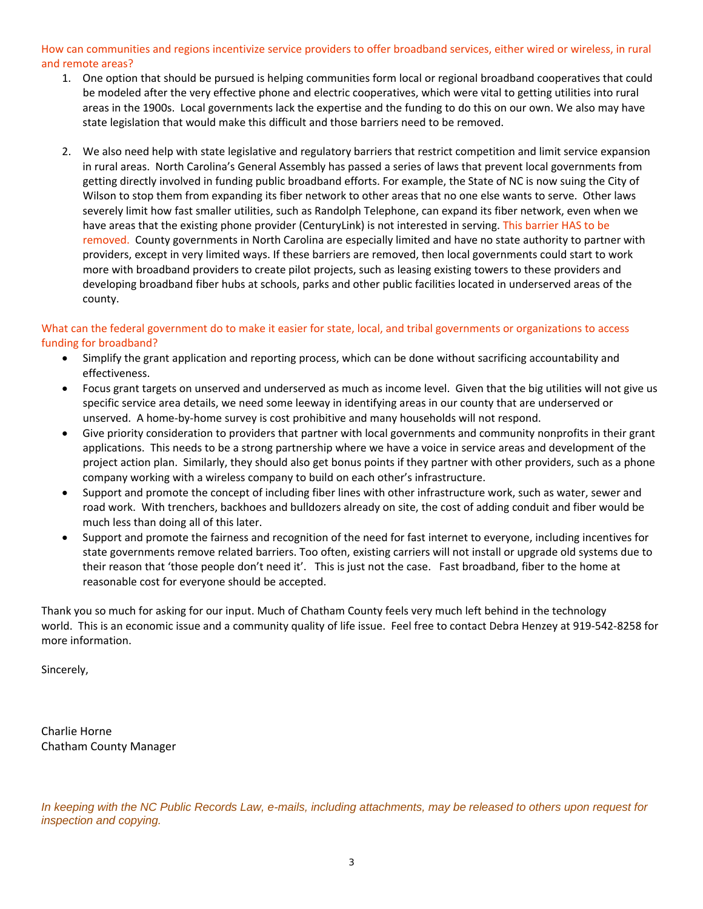How can communities and regions incentivize service providers to offer broadband services, either wired or wireless, in rural and remote areas?

1. One option that should be pursued is helping communities form local or regional broadband cooperatives that could be modeled after the very effective phone and electric cooperatives, which were vital to getting utilities into rural areas in the 1900s. Local governments lack the expertise and the funding to do this on our own. We also may have state legislation that would make this difficult and those barriers need to be removed.

2. We also need help with state legislative and regulatory barriers that restrict competition and limit service expansion in rural areas. North Carolina's General Assembly has passed a series of laws that prevent local governments from getting directly involved in funding public broadband efforts. For example, the State of NC is now suing the City of Wilson to stop them from expanding its fiber network to other areas that no one else wants to serve. Other laws severely limit how fast smaller utilities, such as Randolph Telephone, can expand its fiber network, even when we have areas that the existing phone provider (CenturyLink) is not interested in serving. This barrier HAS to be removed. County governments in North Carolina are especially limited and have no state authority to partner with providers, except in very limited ways. If these barriers are removed, then local governments could start to work more with broadband providers to create pilot projects, such as leasing existing towers to these providers and developing broadband fiber hubs at schools, parks and other public facilities located in underserved areas of the county.

What can the federal government do to make it easier for state, local, and tribal governments or organizations to access funding for broadband?

- Simplify the grant application and reporting process, which can be done without sacrificing accountability and effectiveness.
- Focus grant targets on unserved and underserved as much as income level. Given that the big utilities will not give us specific service area details, we need some leeway in identifying areas in our county that are underserved or unserved. A home-by-home survey is cost prohibitive and many households will not respond.
- Give priority consideration to providers that partner with local governments and community nonprofits in their grant applications. This needs to be a strong partnership where we have a voice in service areas and development of the project action plan. Similarly, they should also get bonus points if they partner with other providers, such as a phone company working with a wireless company to build on each other's infrastructure.
- Support and promote the concept of including fiber lines with other infrastructure work, such as water, sewer and road work. With trenchers, backhoes and bulldozers already on site, the cost of adding conduit and fiber would be much less than doing all of this later.
- Support and promote the fairness and recognition of the need for fast internet to everyone, including incentives for state governments remove related barriers. Too often, existing carriers will not install or upgrade old systems due to their reason that 'those people don't need it'. This is just not the case. Fast broadband, fiber to the home at reasonable cost for everyone should be accepted.

Thank you so much for asking for our input. Much of Chatham County feels very much left behind in the technology world. This is an economic issue and a community quality of life issue. Feel free to contact Debra Henzey at 919-542-8258 for more information.

Sincerely,

Charlie Horne
Chatham County Manager

*In keeping with the NC Public Records Law, e-mails, including attachments, may be released to others upon request for inspection and copying.*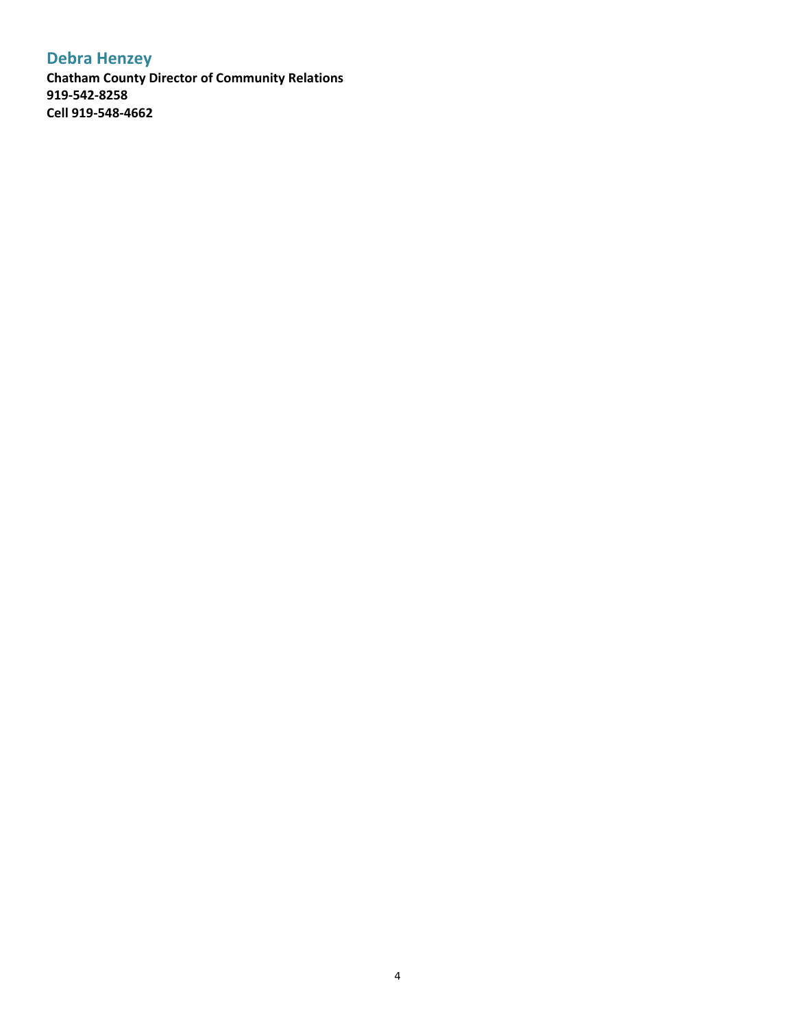## Debra Henzey

**Chatham County Director of Community Relations**
**919-542-8258**
**Cell 919-548-4662**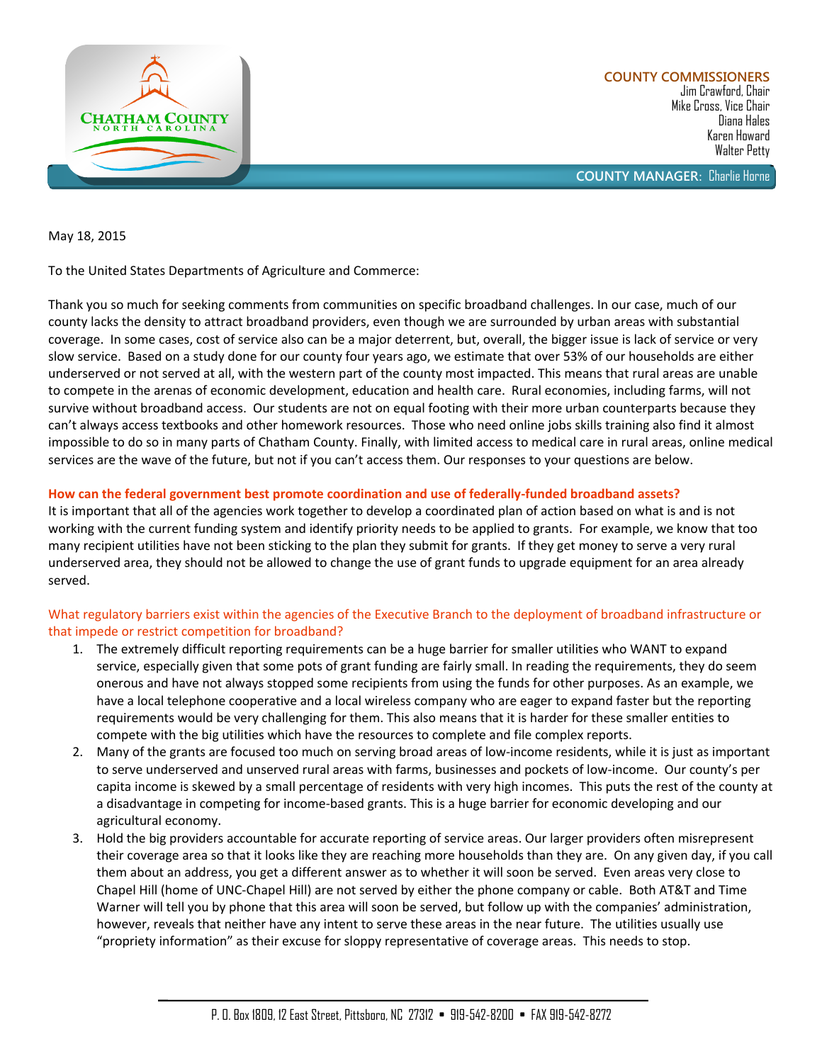CHATHAM COUNTY
NORTH CAROLINA

**COUNTY COMMISSIONERS**
Jim Crawford, Chair
Mike Cross, Vice Chair
Diana Hales
Karen Howard
Walter Petty

**COUNTY MANAGER:** Charlie Horne

May 18, 2015

To the United States Departments of Agriculture and Commerce:

Thank you so much for seeking comments from communities on specific broadband challenges. In our case, much of our county lacks the density to attract broadband providers, even though we are surrounded by urban areas with substantial coverage. In some cases, cost of service also can be a major deterrent, but, overall, the bigger issue is lack of service or very slow service. Based on a study done for our county four years ago, we estimate that over 53% of our households are either underserved or not served at all, with the western part of the county most impacted. This means that rural areas are unable to compete in the arenas of economic development, education and health care. Rural economies, including farms, will not survive without broadband access. Our students are not on equal footing with their more urban counterparts because they can't always access textbooks and other homework resources. Those who need online jobs skills training also find it almost impossible to do so in many parts of Chatham County. Finally, with limited access to medical care in rural areas, online medical services are the wave of the future, but not if you can't access them. Our responses to your questions are below.

**How can the federal government best promote coordination and use of federally-funded broadband assets?**

It is important that all of the agencies work together to develop a coordinated plan of action based on what is and is not working with the current funding system and identify priority needs to be applied to grants. For example, we know that too many recipient utilities have not been sticking to the plan they submit for grants. If they get money to serve a very rural underserved area, they should not be allowed to change the use of grant funds to upgrade equipment for an area already served.

What regulatory barriers exist within the agencies of the Executive Branch to the deployment of broadband infrastructure or that impede or restrict competition for broadband?

1. The extremely difficult reporting requirements can be a huge barrier for smaller utilities who WANT to expand service, especially given that some pots of grant funding are fairly small. In reading the requirements, they do seem onerous and have not always stopped some recipients from using the funds for other purposes. As an example, we have a local telephone cooperative and a local wireless company who are eager to expand faster but the reporting requirements would be very challenging for them. This also means that it is harder for these smaller entities to compete with the big utilities which have the resources to complete and file complex reports.
2. Many of the grants are focused too much on serving broad areas of low-income residents, while it is just as important to serve underserved and unserved rural areas with farms, businesses and pockets of low-income. Our county's per capita income is skewed by a small percentage of residents with very high incomes. This puts the rest of the county at a disadvantage in competing for income-based grants. This is a huge barrier for economic developing and our agricultural economy.
3. Hold the big providers accountable for accurate reporting of service areas. Our larger providers often misrepresent their coverage area so that it looks like they are reaching more households than they are. On any given day, if you call them about an address, you get a different answer as to whether it will soon be served. Even areas very close to Chapel Hill (home of UNC-Chapel Hill) are not served by either the phone company or cable. Both AT&T and Time Warner will tell you by phone that this area will soon be served, but follow up with the companies' administration, however, reveals that neither have any intent to serve these areas in the near future. The utilities usually use "propriety information" as their excuse for sloppy representative of coverage areas. This needs to stop.

P. O. Box 1809, 12 East Street, Pittsboro, NC 27312 ▪ 919-542-8200 ▪ FAX 919-542-8272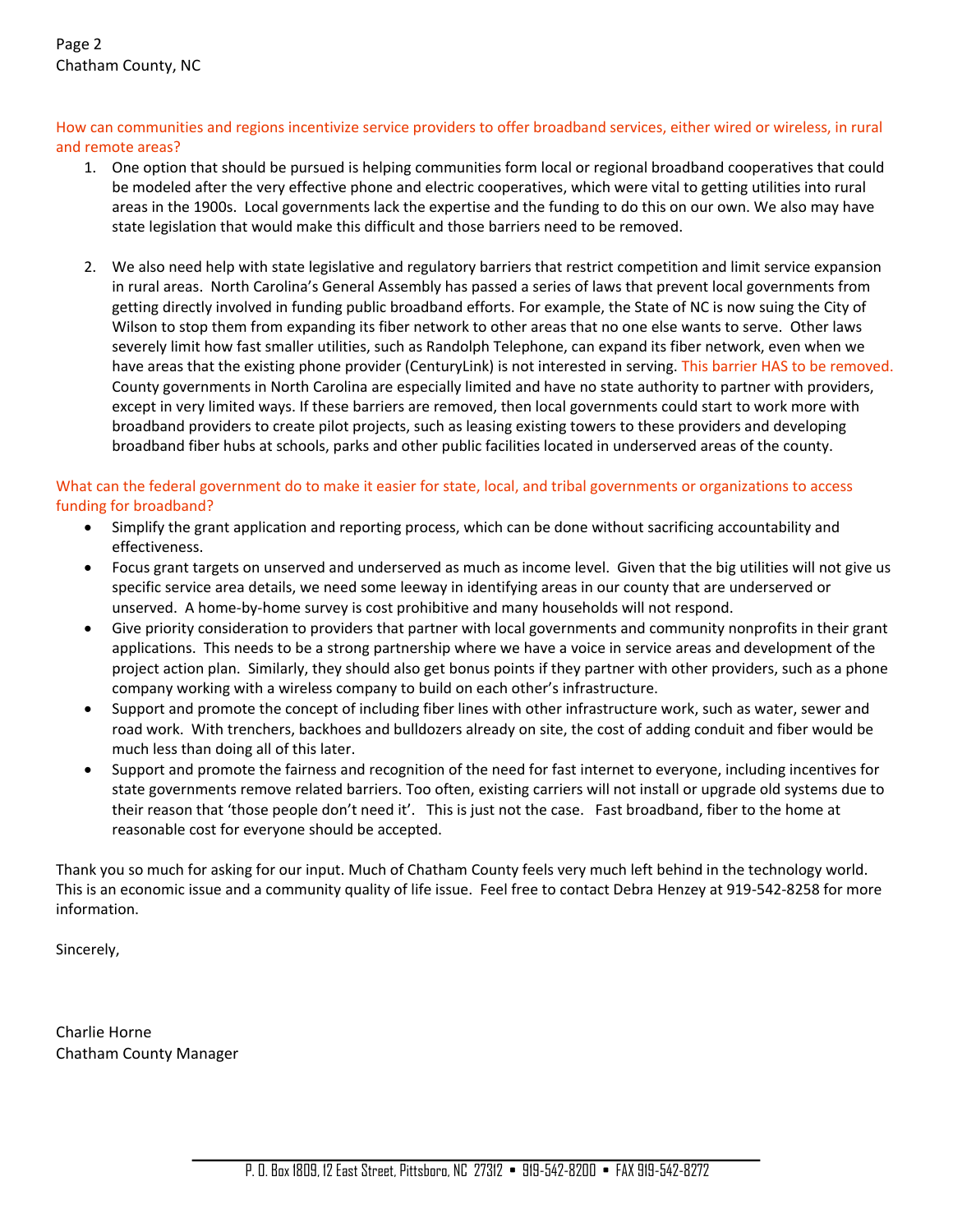How can communities and regions incentivize service providers to offer broadband services, either wired or wireless, in rural and remote areas?

1. One option that should be pursued is helping communities form local or regional broadband cooperatives that could be modeled after the very effective phone and electric cooperatives, which were vital to getting utilities into rural areas in the 1900s. Local governments lack the expertise and the funding to do this on our own. We also may have state legislation that would make this difficult and those barriers need to be removed.

2. We also need help with state legislative and regulatory barriers that restrict competition and limit service expansion in rural areas. North Carolina's General Assembly has passed a series of laws that prevent local governments from getting directly involved in funding public broadband efforts. For example, the State of NC is now suing the City of Wilson to stop them from expanding its fiber network to other areas that no one else wants to serve. Other laws severely limit how fast smaller utilities, such as Randolph Telephone, can expand its fiber network, even when we have areas that the existing phone provider (CenturyLink) is not interested in serving. This barrier HAS to be removed. County governments in North Carolina are especially limited and have no state authority to partner with providers, except in very limited ways. If these barriers are removed, then local governments could start to work more with broadband providers to create pilot projects, such as leasing existing towers to these providers and developing broadband fiber hubs at schools, parks and other public facilities located in underserved areas of the county.

What can the federal government do to make it easier for state, local, and tribal governments or organizations to access funding for broadband?

- Simplify the grant application and reporting process, which can be done without sacrificing accountability and effectiveness.
- Focus grant targets on unserved and underserved as much as income level. Given that the big utilities will not give us specific service area details, we need some leeway in identifying areas in our county that are underserved or unserved. A home-by-home survey is cost prohibitive and many households will not respond.
- Give priority consideration to providers that partner with local governments and community nonprofits in their grant applications. This needs to be a strong partnership where we have a voice in service areas and development of the project action plan. Similarly, they should also get bonus points if they partner with other providers, such as a phone company working with a wireless company to build on each other's infrastructure.
- Support and promote the concept of including fiber lines with other infrastructure work, such as water, sewer and road work. With trenchers, backhoes and bulldozers already on site, the cost of adding conduit and fiber would be much less than doing all of this later.
- Support and promote the fairness and recognition of the need for fast internet to everyone, including incentives for state governments remove related barriers. Too often, existing carriers will not install or upgrade old systems due to their reason that 'those people don't need it'. This is just not the case. Fast broadband, fiber to the home at reasonable cost for everyone should be accepted.

Thank you so much for asking for our input. Much of Chatham County feels very much left behind in the technology world. This is an economic issue and a community quality of life issue. Feel free to contact Debra Henzey at 919-542-8258 for more information.

Sincerely,

Charlie Horne
Chatham County Manager

P. O. Box 1809, 12 East Street, Pittsboro, NC 27312 ▪ 919-542-8200 ▪ FAX 919-542-8272